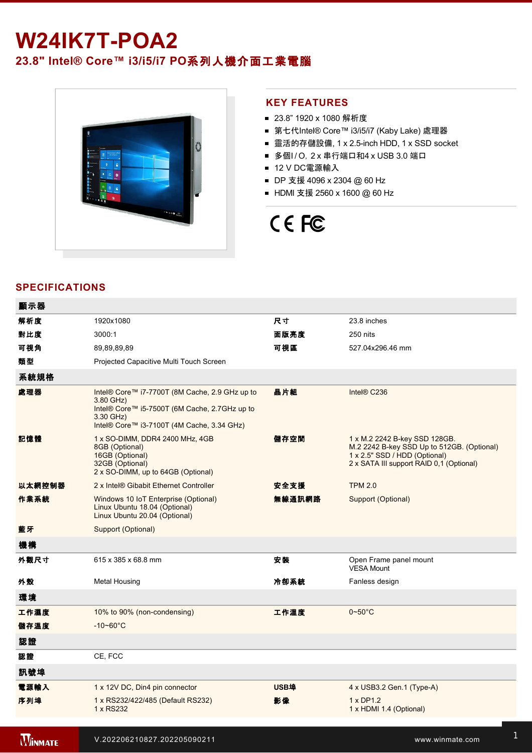# W24IK7T-POA2

## 23.8" Intel® Core™ i3/i5/i7 PO系列人機介面工業電腦

## KEY FEATURES

- 23.8” 1920 x 1080 解析度
- 第七代Intel® Core™ i3/i5/i7 (Kaby Lake) 處理器
- 靈活的存儲設備, 1 x 2.5-inch HDD, 1 x SSD socket
- 多個I / O, 2 x 串行端口和4 x USB 3.0 端口
- 12 V DC電源輸入
- DP 支援 4096 x 2304 @ 60 Hz
- HDMI 支援 2560 x 1600 @ 60 Hz

## SPECIFICATIONS

| 顯示器 | | | |
|---|---|---|---|
| 解析度 | 1920x1080 | 尺寸 | 23.8 inches |
| 對比度 | 3000:1 | 面版亮度 | 250 nits |
| 可視角 | 89,89,89,89 | 可視區 | 527.04x296.46 mm |
| 類型 | Projected Capacitive Multi Touch Screen | | |
| **系統規格** | | | |
| 處理器 | Intel® Core™ i7-7700T (8M Cache, 2.9 GHz up to 3.80 GHz)<br>Intel® Core™ i5-7500T (6M Cache, 2.7GHz up to 3.30 GHz)<br>Intel® Core™ i3-7100T (4M Cache, 3.34 GHz) | 晶片組 | Intel® C236 |
| 記憶體 | 1 x SO-DIMM, DDR4 2400 MHz, 4GB<br>8GB (Optional)<br>16GB (Optional)<br>32GB (Optional)<br>2 x SO-DIMM, up to 64GB (Optional) | 儲存空間 | 1 x M.2 2242 B-key SSD 128GB.<br>M.2 2242 B-key SSD Up to 512GB. (Optional)<br>1 x 2.5" SSD / HDD (Optional)<br>2 x SATA III support RAID 0,1 (Optional) |
| 以太網控制器 | 2 x Intel® Gibabit Ethernet Controller | 安全支援 | TPM 2.0 |
| 作業系統 | Windows 10 IoT Enterprise (Optional)<br>Linux Ubuntu 18.04 (Optional)<br>Linux Ubuntu 20.04 (Optional) | 無線通訊網路 | Support (Optional) |
| 藍牙 | Support (Optional) | | |
| **機構** | | | |
| 外觀尺寸 | 615 x 385 x 68.8 mm | 安裝 | Open Frame panel mount<br>VESA Mount |
| 外殼 | Metal Housing | 冷卻系統 | Fanless design |
| **環境** | | | |
| 工作濕度 | 10% to 90% (non-condensing) | 工作溫度 | 0~50°C |
| 儲存溫度 | -10~60°C | | |
| **認證** | | | |
| 認證 | CE, FCC | | |
| **訊號埠** | | | |
| 電源輸入 | 1 x 12V DC, Din4 pin connector | USB埠 | 4 x USB3.2 Gen.1 (Type-A) |
| 序列埠 | 1 x RS232/422/485 (Default RS232)<br>1 x RS232 | 影像 | 1 x DP1.2<br>1 x HDMI 1.4 (Optional) |

V.202206210827.202205090211

www.winmate.com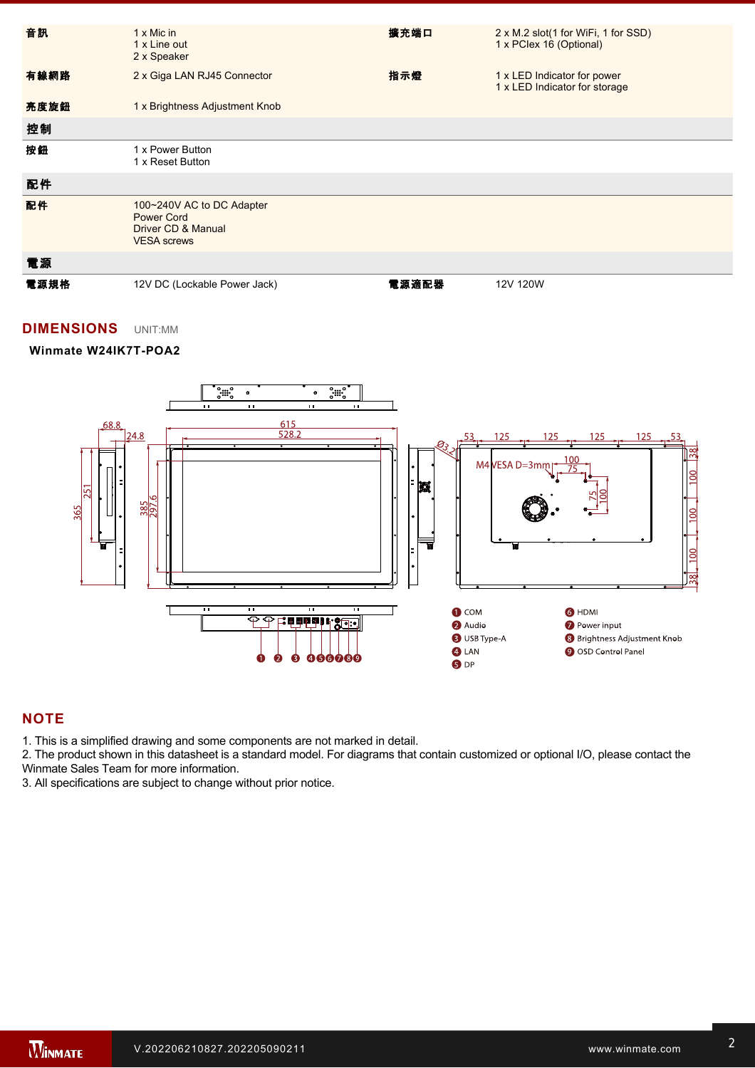| | | | |
|---|---|---|---|
| 音訊 | 1 x Mic in<br>1 x Line out<br>2 x Speaker | 擴充端口 | 2 x M.2 slot(1 for WiFi, 1 for SSD)<br>1 x PCIex 16 (Optional) |
| 有線網路 | 2 x Giga LAN RJ45 Connector | 指示燈 | 1 x LED Indicator for power<br>1 x LED Indicator for storage |
| 亮度旋鈕 | 1 x Brightness Adjustment Knob | | |
| **控制** | | | |
| 按鈕 | 1 x Power Button<br>1 x Reset Button | | |
| **配件** | | | |
| 配件 | 100~240V AC to DC Adapter<br>Power Cord<br>Driver CD & Manual<br>VESA screws | | |
| **電源** | | | |
| 電源規格 | 12V DC (Lockable Power Jack) | 電源適配器 | 12V 120W |

## DIMENSIONS UNIT:MM

**Winmate W24IK7T-POA2**

68.8
24.8
615
528.2
365
251
385
297.6
Ø3.2
53 125 125 125 125 53
M4 VESA D=3mm
100
75
75
100
38
100
100
100
38

1 COM
2 Audio
3 USB Type-A
4 LAN
5 DP
6 HDMI
7 Power input
8 Brightness Adjustment Knob
9 OSD Control Panel

## NOTE

1. This is a simplified drawing and some components are not marked in detail.
2. The product shown in this datasheet is a standard model. For diagrams that contain customized or optional I/O, please contact the Winmate Sales Team for more information.
3. All specifications are subject to change without prior notice.